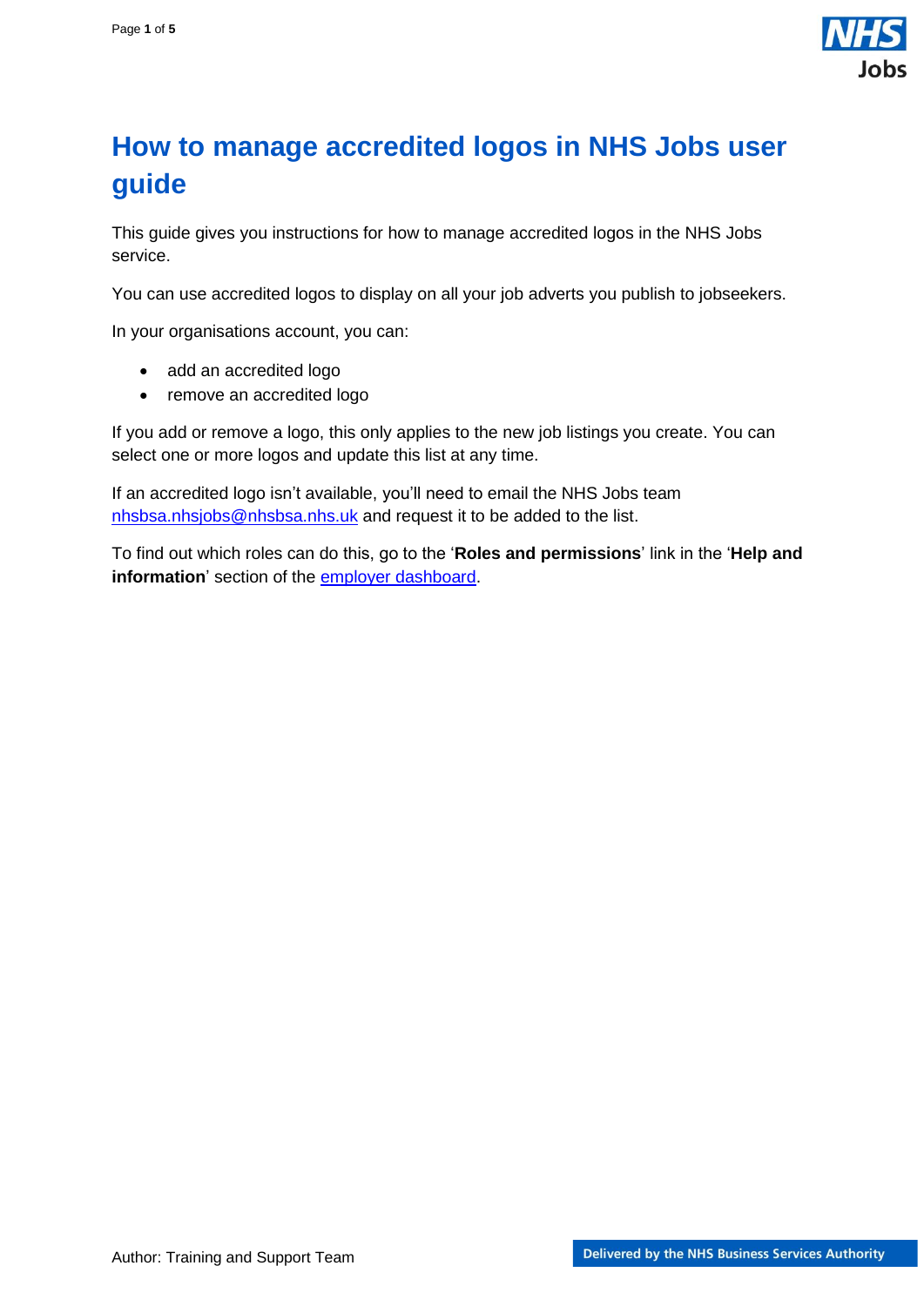# How to manage accredited logos in NHS Jobs user guide

This guide gives you instructions for how to manage accredited logos in the NHS Jobs service.

You can use accredited logos to display on all your job adverts you publish to jobseekers.

In your organisations account, you can:

- add an accredited logo
- remove an accredited logo

If you add or remove a logo, this only applies to the new job listings you create. You can select one or more logos and update this list at any time.

If an accredited logo isn't available, you'll need to email the NHS Jobs team nhsbsa.nhsjobs@nhsbsa.nhs.uk and request it to be added to the list.

To find out which roles can do this, go to the '**Roles and permissions**' link in the '**Help and information**' section of the employer dashboard.

Author: Training and Support Team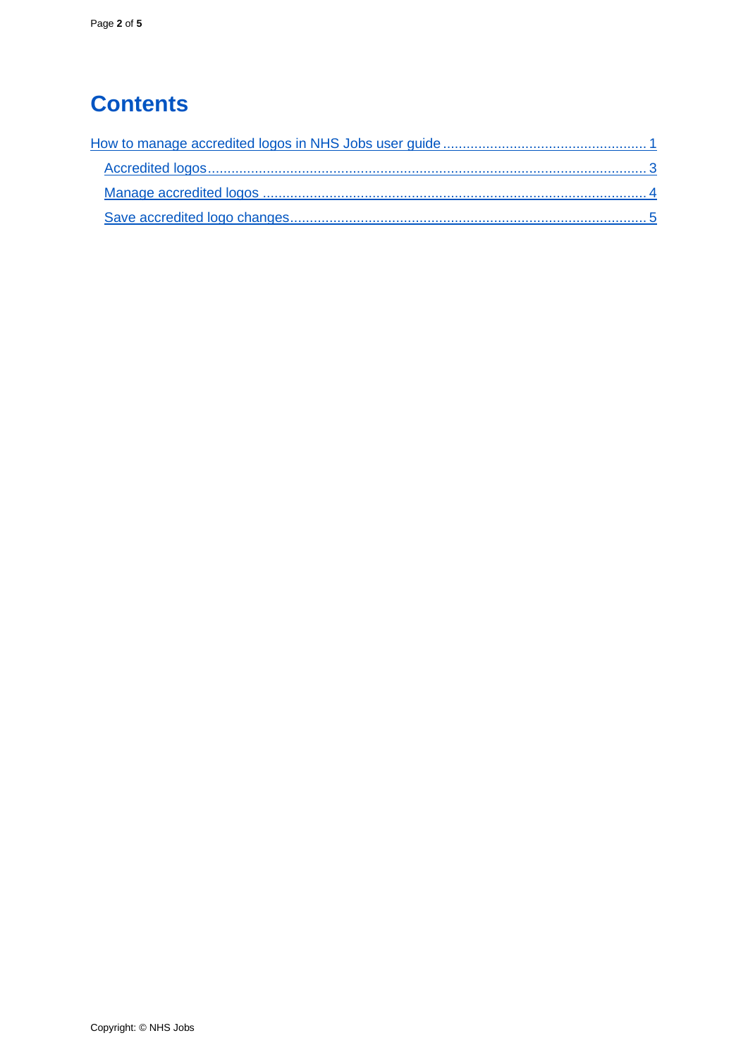# Contents

How to manage accredited logos in NHS Jobs user guide .................................................... 1

- Accredited logos ............................................................................................................... 3
- Manage accredited logos ................................................................................................. 4
- Save accredited logo changes .......................................................................................... 5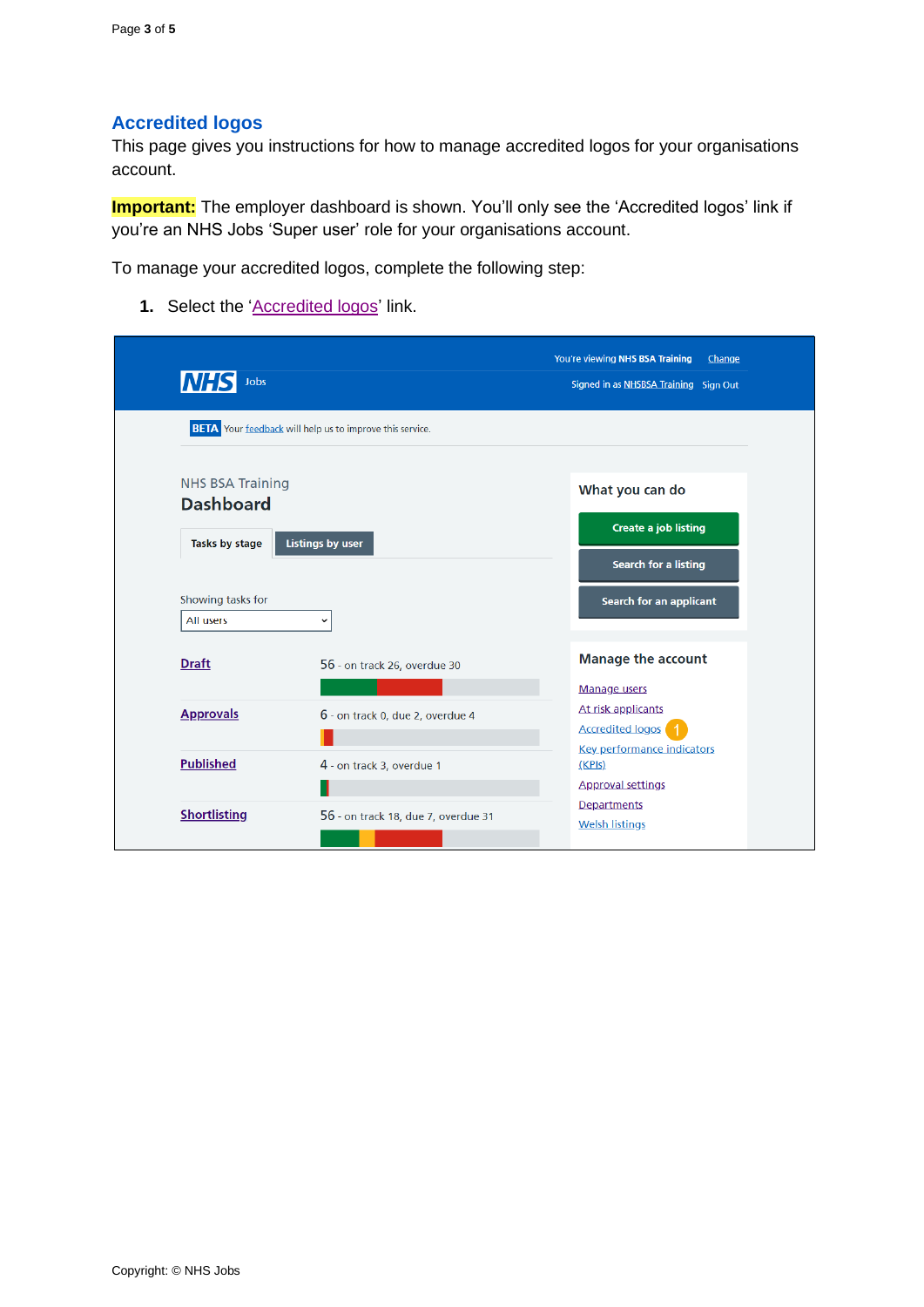## Accredited logos

This page gives you instructions for how to manage accredited logos for your organisations account.

**Important:** The employer dashboard is shown. You'll only see the 'Accredited logos' link if you're an NHS Jobs 'Super user' role for your organisations account.

To manage your accredited logos, complete the following step:

1. Select the 'Accredited logos' link.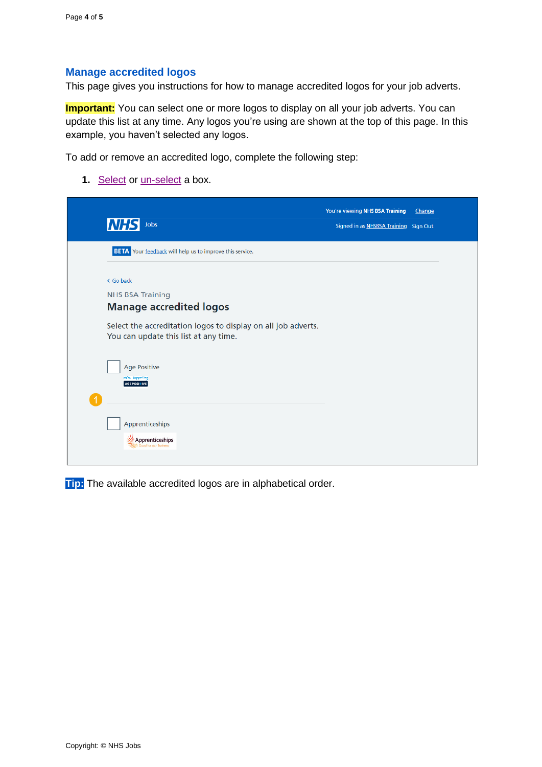## Manage accredited logos

This page gives you instructions for how to manage accredited logos for your job adverts.

**Important:** You can select one or more logos to display on all your job adverts. You can update this list at any time. Any logos you're using are shown at the top of this page. In this example, you haven't selected any logos.

To add or remove an accredited logo, complete the following step:

1. Select or un-select a box.

**Tip:** The available accredited logos are in alphabetical order.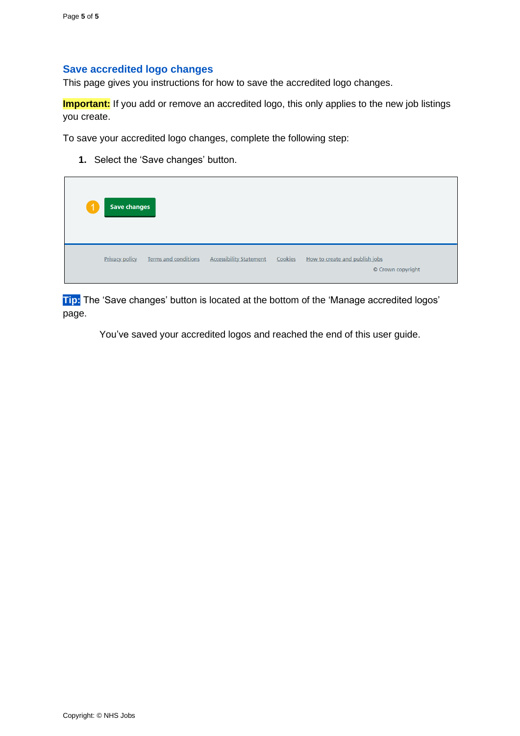## Save accredited logo changes

This page gives you instructions for how to save the accredited logo changes.

**Important:** If you add or remove an accredited logo, this only applies to the new job listings you create.

To save your accredited logo changes, complete the following step:

1. Select the ‘Save changes’ button.

**Tip:** The ‘Save changes’ button is located at the bottom of the ‘Manage accredited logos’ page.

You’ve saved your accredited logos and reached the end of this user guide.

Copyright: © NHS Jobs